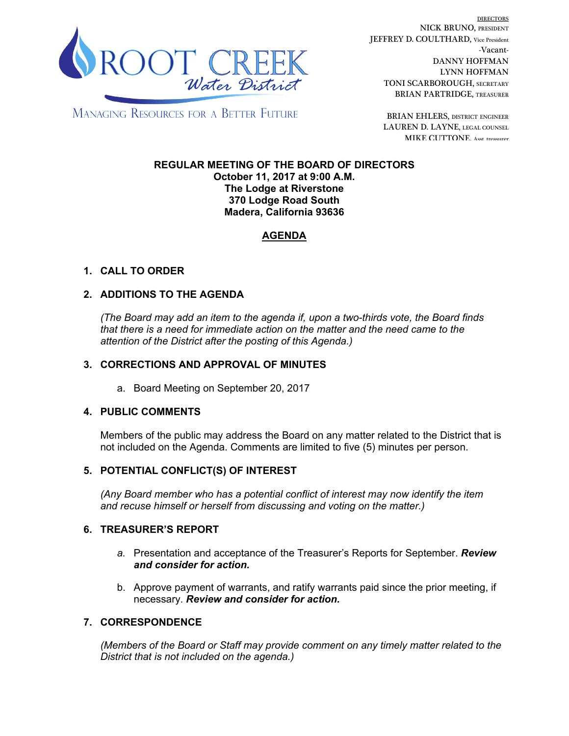ROOT CREEK Water District

MANAGING RESOURCES FOR A BETTER FUTURE

DIRECTORS
NICK BRUNO, PRESIDENT
JEFFREY D. COULTHARD, Vice President
-Vacant-
DANNY HOFFMAN
LYNN HOFFMAN
TONI SCARBOROUGH, SECRETARY
BRIAN PARTRIDGE, TREASURER

BRIAN EHLERS, DISTRICT ENGINEER
LAUREN D. LAYNE, LEGAL COUNSEL
MIKE CUTTONE, Asst. treasurer

**REGULAR MEETING OF THE BOARD OF DIRECTORS**
**October 11, 2017 at 9:00 A.M.**
**The Lodge at Riverstone**
**370 Lodge Road South**
**Madera, California 93636**

## AGENDA

### 1. CALL TO ORDER

### 2. ADDITIONS TO THE AGENDA

*(The Board may add an item to the agenda if, upon a two-thirds vote, the Board finds that there is a need for immediate action on the matter and the need came to the attention of the District after the posting of this Agenda.)*

### 3. CORRECTIONS AND APPROVAL OF MINUTES

a. Board Meeting on September 20, 2017

### 4. PUBLIC COMMENTS

Members of the public may address the Board on any matter related to the District that is not included on the Agenda. Comments are limited to five (5) minutes per person.

### 5. POTENTIAL CONFLICT(S) OF INTEREST

*(Any Board member who has a potential conflict of interest may now identify the item and recuse himself or herself from discussing and voting on the matter.)*

### 6. TREASURER'S REPORT

*a.* Presentation and acceptance of the Treasurer's Reports for September. ***Review and consider for action.***

b. Approve payment of warrants, and ratify warrants paid since the prior meeting, if necessary. ***Review and consider for action.***

### 7. CORRESPONDENCE

*(Members of the Board or Staff may provide comment on any timely matter related to the District that is not included on the agenda.)*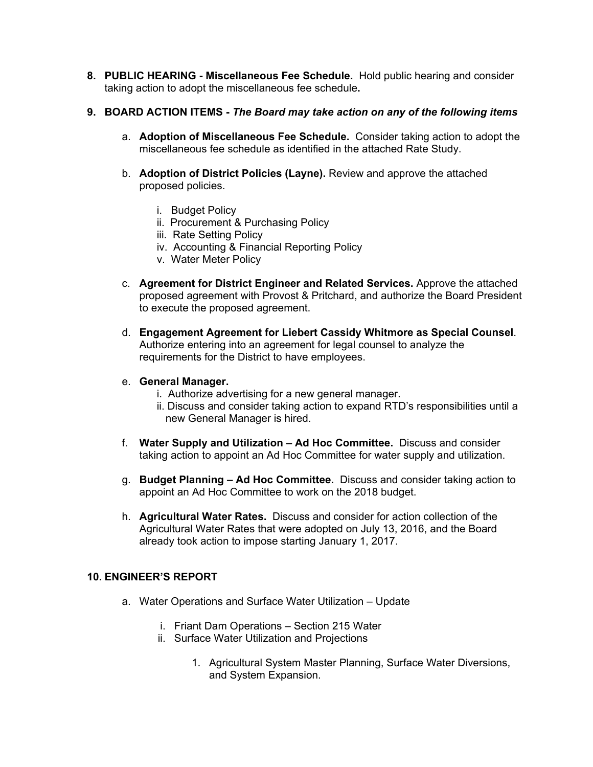8. **PUBLIC HEARING - Miscellaneous Fee Schedule.** Hold public hearing and consider taking action to adopt the miscellaneous fee schedule**.**

9. **BOARD ACTION ITEMS -** ***The Board may take action on any of the following items***

   a. **Adoption of Miscellaneous Fee Schedule.** Consider taking action to adopt the miscellaneous fee schedule as identified in the attached Rate Study.

   b. **Adoption of District Policies (Layne).** Review and approve the attached proposed policies.

      i. Budget Policy
      ii. Procurement & Purchasing Policy
      iii. Rate Setting Policy
      iv. Accounting & Financial Reporting Policy
      v. Water Meter Policy

   c. **Agreement for District Engineer and Related Services.** Approve the attached proposed agreement with Provost & Pritchard, and authorize the Board President to execute the proposed agreement.

   d. **Engagement Agreement for Liebert Cassidy Whitmore as Special Counsel**. Authorize entering into an agreement for legal counsel to analyze the requirements for the District to have employees.

   e. **General Manager.**
      i. Authorize advertising for a new general manager.
      ii. Discuss and consider taking action to expand RTD's responsibilities until a new General Manager is hired.

   f. **Water Supply and Utilization – Ad Hoc Committee.** Discuss and consider taking action to appoint an Ad Hoc Committee for water supply and utilization.

   g. **Budget Planning – Ad Hoc Committee.** Discuss and consider taking action to appoint an Ad Hoc Committee to work on the 2018 budget.

   h. **Agricultural Water Rates.** Discuss and consider for action collection of the Agricultural Water Rates that were adopted on July 13, 2016, and the Board already took action to impose starting January 1, 2017.

10. **ENGINEER'S REPORT**

   a. Water Operations and Surface Water Utilization – Update

      i. Friant Dam Operations – Section 215 Water
      ii. Surface Water Utilization and Projections

         1. Agricultural System Master Planning, Surface Water Diversions, and System Expansion.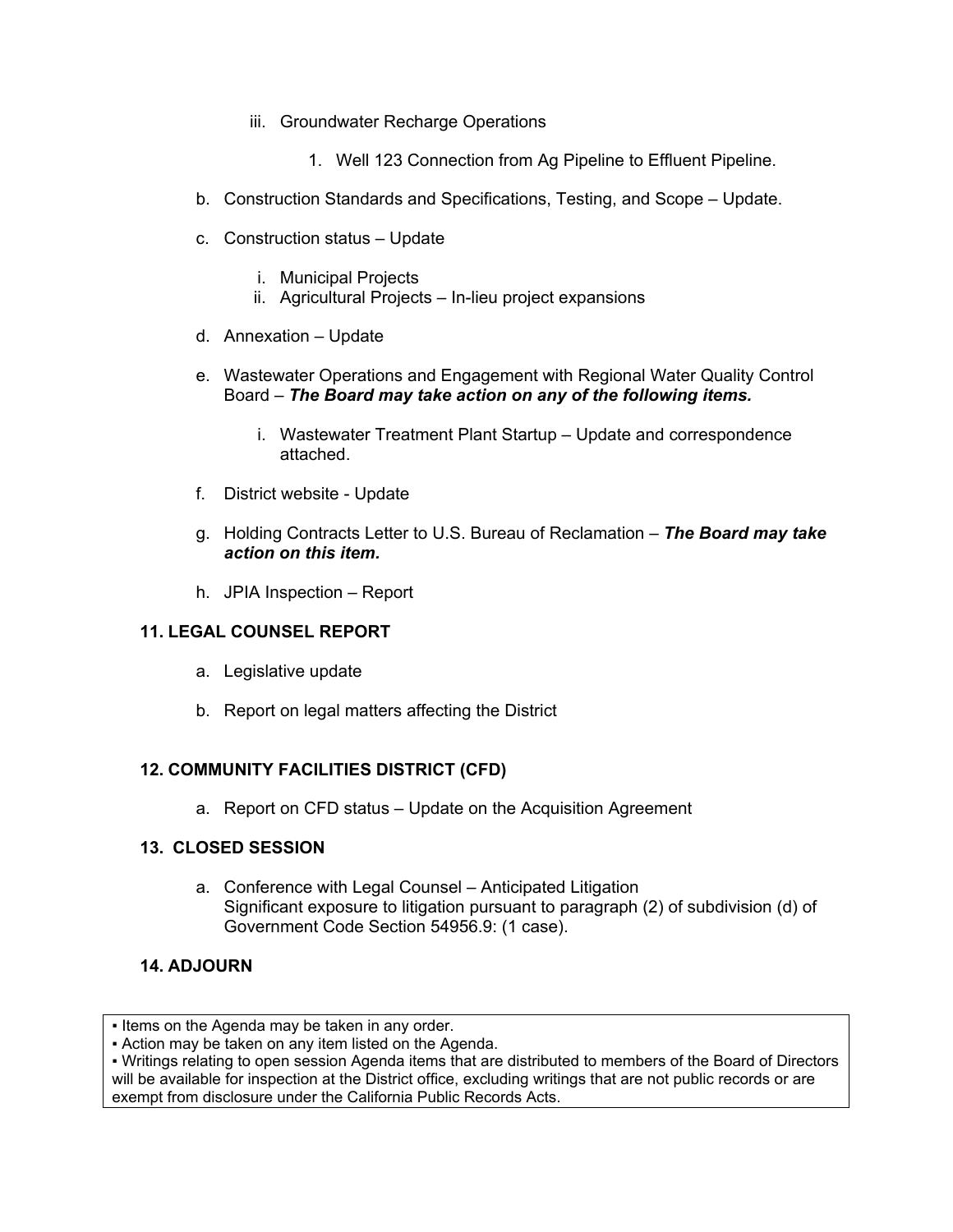iii. Groundwater Recharge Operations

1. Well 123 Connection from Ag Pipeline to Effluent Pipeline.

b. Construction Standards and Specifications, Testing, and Scope – Update.

c. Construction status – Update

i. Municipal Projects
ii. Agricultural Projects – In-lieu project expansions

d. Annexation – Update

e. Wastewater Operations and Engagement with Regional Water Quality Control Board – ***The Board may take action on any of the following items.***

i. Wastewater Treatment Plant Startup – Update and correspondence attached.

f. District website - Update

g. Holding Contracts Letter to U.S. Bureau of Reclamation – ***The Board may take action on this item.***

h. JPIA Inspection – Report

### 11. LEGAL COUNSEL REPORT

a. Legislative update

b. Report on legal matters affecting the District

### 12. COMMUNITY FACILITIES DISTRICT (CFD)

a. Report on CFD status – Update on the Acquisition Agreement

### 13. CLOSED SESSION

a. Conference with Legal Counsel – Anticipated Litigation
Significant exposure to litigation pursuant to paragraph (2) of subdivision (d) of Government Code Section 54956.9: (1 case).

### 14. ADJOURN

▪ Items on the Agenda may be taken in any order.
▪ Action may be taken on any item listed on the Agenda.
▪ Writings relating to open session Agenda items that are distributed to members of the Board of Directors will be available for inspection at the District office, excluding writings that are not public records or are exempt from disclosure under the California Public Records Acts.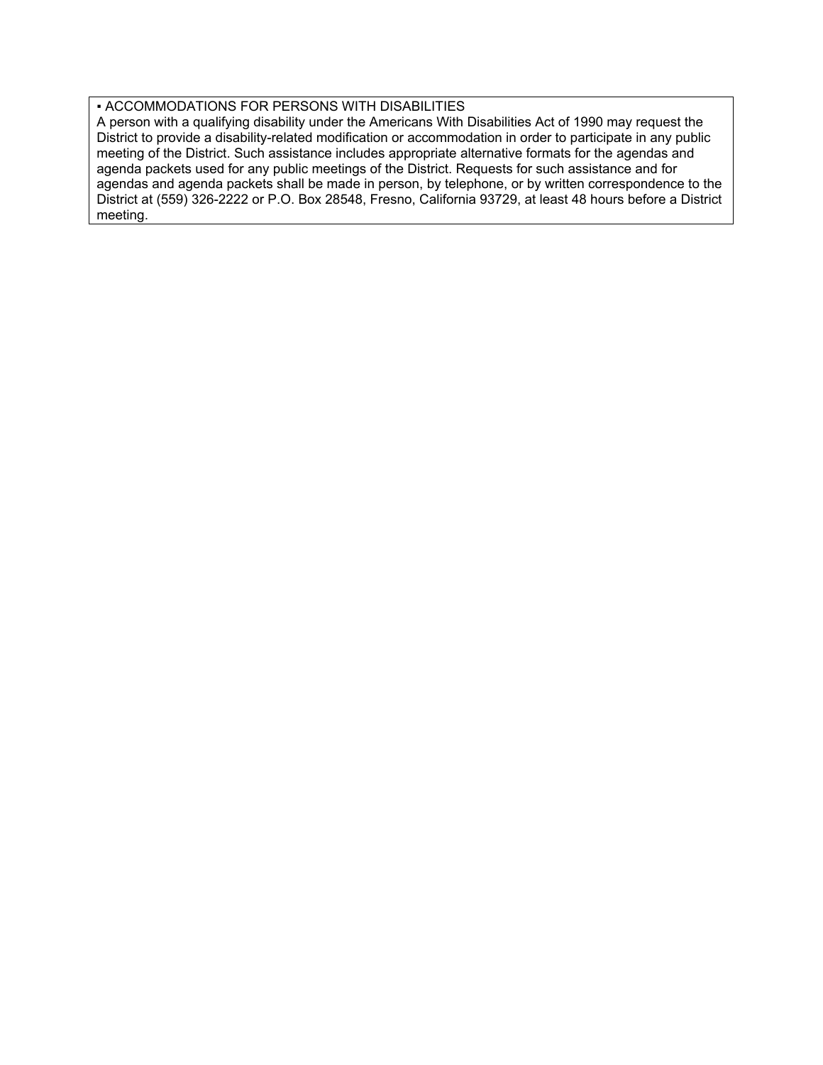▪ ACCOMMODATIONS FOR PERSONS WITH DISABILITIES

A person with a qualifying disability under the Americans With Disabilities Act of 1990 may request the District to provide a disability-related modification or accommodation in order to participate in any public meeting of the District. Such assistance includes appropriate alternative formats for the agendas and agenda packets used for any public meetings of the District. Requests for such assistance and for agendas and agenda packets shall be made in person, by telephone, or by written correspondence to the District at (559) 326-2222 or P.O. Box 28548, Fresno, California 93729, at least 48 hours before a District meeting.